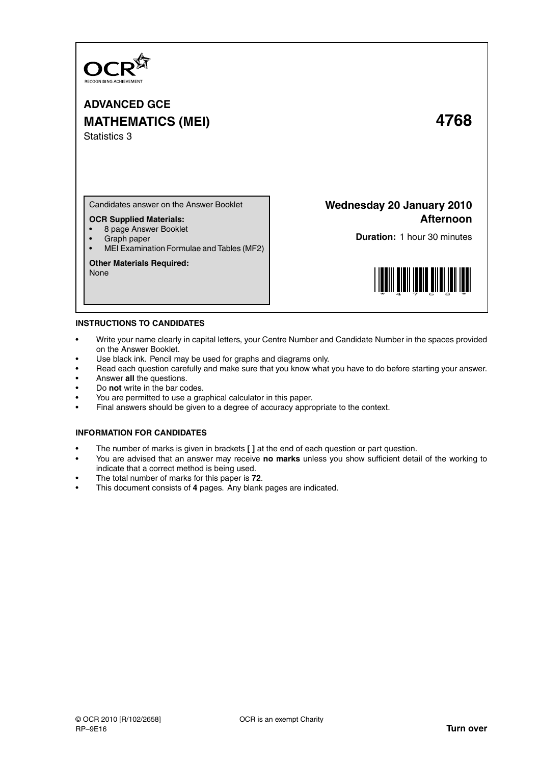OCR
RECOGNISING ACHIEVEMENT

# ADVANCED GCE
# MATHEMATICS (MEI) 4768

Statistics 3

Candidates answer on the Answer Booklet

**OCR Supplied Materials:**
- 8 page Answer Booklet
- Graph paper
- MEI Examination Formulae and Tables (MF2)

**Other Materials Required:**
None

**Wednesday 20 January 2010**
**Afternoon**

**Duration:** 1 hour 30 minutes

## INSTRUCTIONS TO CANDIDATES

- Write your name clearly in capital letters, your Centre Number and Candidate Number in the spaces provided on the Answer Booklet.
- Use black ink. Pencil may be used for graphs and diagrams only.
- Read each question carefully and make sure that you know what you have to do before starting your answer.
- Answer **all** the questions.
- Do **not** write in the bar codes.
- You are permitted to use a graphical calculator in this paper.
- Final answers should be given to a degree of accuracy appropriate to the context.

## INFORMATION FOR CANDIDATES

- The number of marks is given in brackets **[ ]** at the end of each question or part question.
- You are advised that an answer may receive **no marks** unless you show sufficient detail of the working to indicate that a correct method is being used.
- The total number of marks for this paper is **72**.
- This document consists of **4** pages. Any blank pages are indicated.

© OCR 2010 [R/102/2658]
RP–9E16

OCR is an exempt Charity

**Turn over**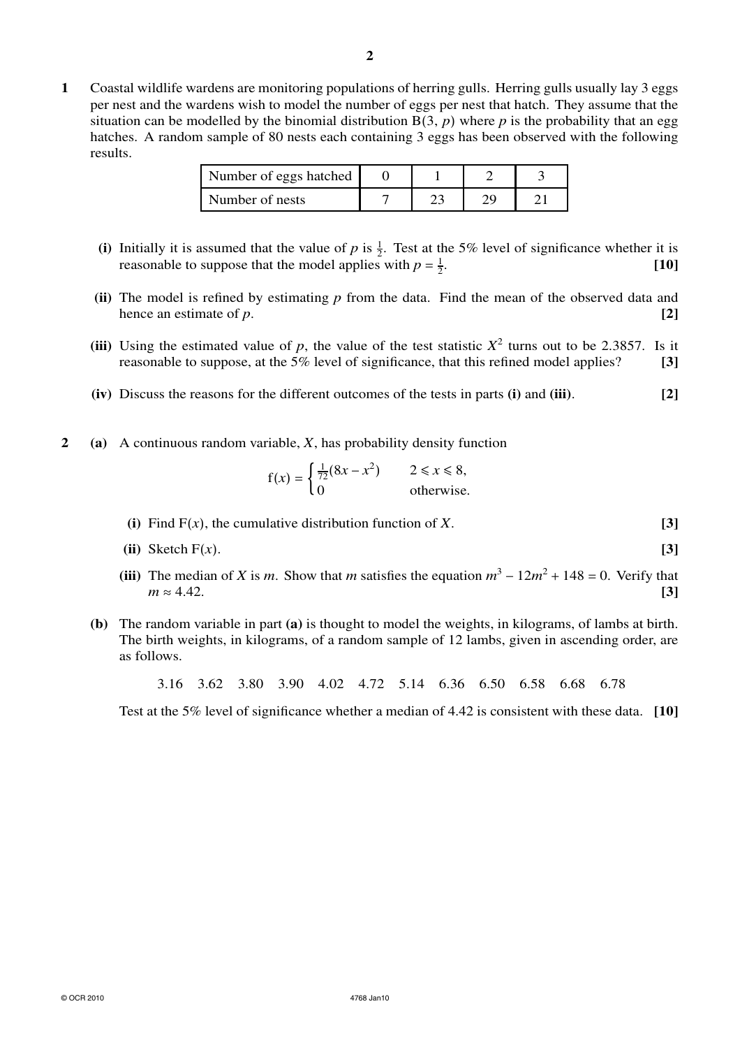**1** Coastal wildlife wardens are monitoring populations of herring gulls. Herring gulls usually lay 3 eggs per nest and the wardens wish to model the number of eggs per nest that hatch. They assume that the situation can be modelled by the binomial distribution $B(3, p)$ where $p$ is the probability that an egg hatches. A random sample of 80 nests each containing 3 eggs has been observed with the following results.

| Number of eggs hatched | 0 | 1 | 2 | 3 |
|---|---|---|---|---|
| Number of nests | 7 | 23 | 29 | 21 |

**(i)** Initially it is assumed that the value of $p$ is $\frac{1}{2}$. Test at the 5% level of significance whether it is reasonable to suppose that the model applies with $p = \frac{1}{2}$. **[10]**

**(ii)** The model is refined by estimating $p$ from the data. Find the mean of the observed data and hence an estimate of $p$. **[2]**

**(iii)** Using the estimated value of $p$, the value of the test statistic $X^2$ turns out to be 2.3857. Is it reasonable to suppose, at the 5% level of significance, that this refined model applies? **[3]**

**(iv)** Discuss the reasons for the different outcomes of the tests in parts **(i)** and **(iii)**. **[2]**

**2** **(a)** A continuous random variable, $X$, has probability density function

$$f(x) = \begin{cases} \frac{1}{72}(8x - x^2) & 2 \leqslant x \leqslant 8, \\ 0 & \text{otherwise.} \end{cases}$$

**(i)** Find $F(x)$, the cumulative distribution function of $X$. **[3]**

**(ii)** Sketch $F(x)$. **[3]**

**(iii)** The median of $X$ is $m$. Show that $m$ satisfies the equation $m^3 - 12m^2 + 148 = 0$. Verify that $m \approx 4.42$. **[3]**

**(b)** The random variable in part **(a)** is thought to model the weights, in kilograms, of lambs at birth. The birth weights, in kilograms, of a random sample of 12 lambs, given in ascending order, are as follows.

3.16 3.62 3.80 3.90 4.02 4.72 5.14 6.36 6.50 6.58 6.68 6.78

Test at the 5% level of significance whether a median of 4.42 is consistent with these data. **[10]**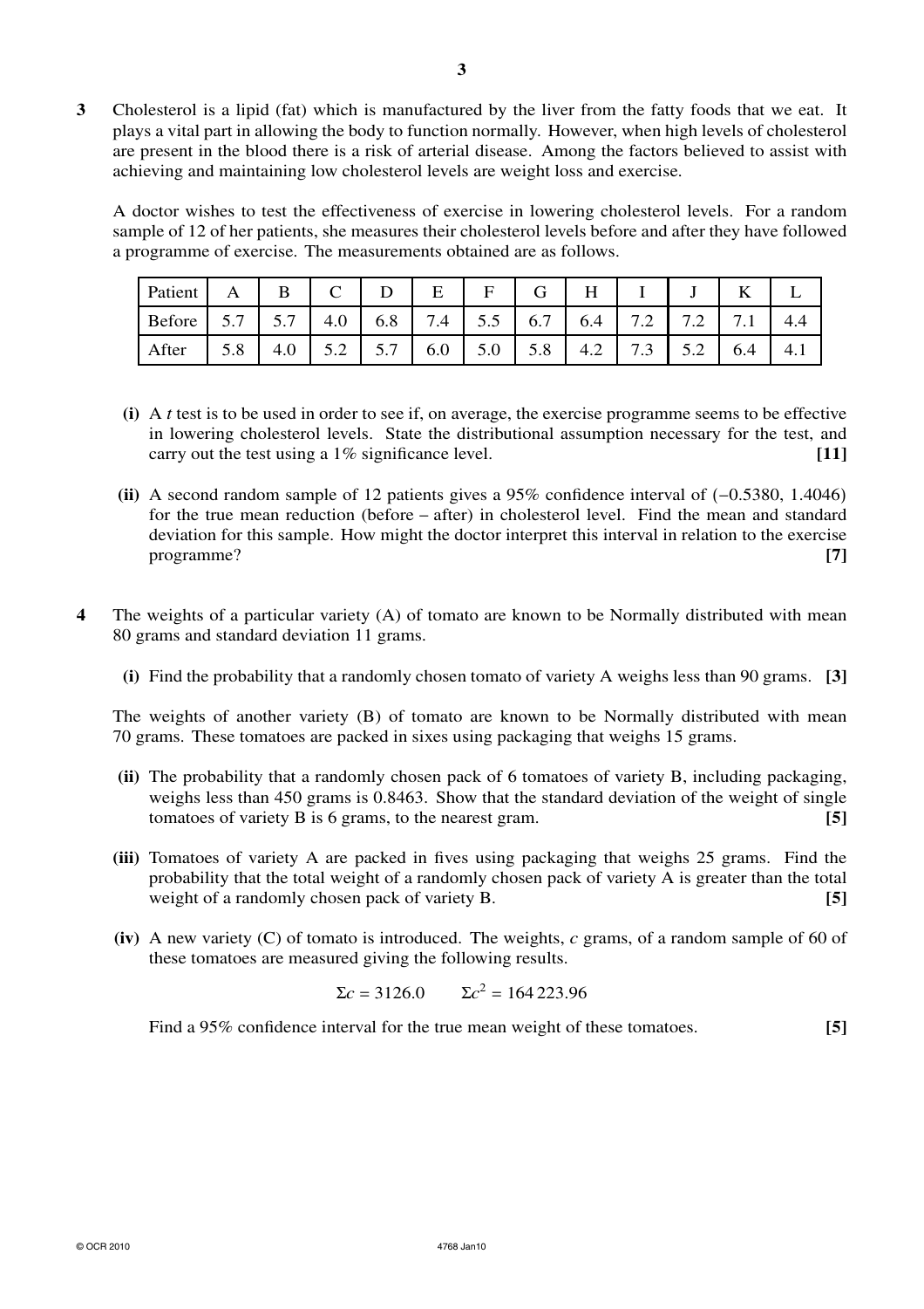**3** Cholesterol is a lipid (fat) which is manufactured by the liver from the fatty foods that we eat. It plays a vital part in allowing the body to function normally. However, when high levels of cholesterol are present in the blood there is a risk of arterial disease. Among the factors believed to assist with achieving and maintaining low cholesterol levels are weight loss and exercise.

A doctor wishes to test the effectiveness of exercise in lowering cholesterol levels. For a random sample of 12 of her patients, she measures their cholesterol levels before and after they have followed a programme of exercise. The measurements obtained are as follows.

| Patient | A | B | C | D | E | F | G | H | I | J | K | L |
|---|---|---|---|---|---|---|---|---|---|---|---|---|
| Before | 5.7 | 5.7 | 4.0 | 6.8 | 7.4 | 5.5 | 6.7 | 6.4 | 7.2 | 7.2 | 7.1 | 4.4 |
| After | 5.8 | 4.0 | 5.2 | 5.7 | 6.0 | 5.0 | 5.8 | 4.2 | 7.3 | 5.2 | 6.4 | 4.1 |

**(i)** A *t* test is to be used in order to see if, on average, the exercise programme seems to be effective in lowering cholesterol levels. State the distributional assumption necessary for the test, and carry out the test using a 1% significance level. **[11]**

**(ii)** A second random sample of 12 patients gives a 95% confidence interval of $(-0.5380, 1.4046)$ for the true mean reduction (before – after) in cholesterol level. Find the mean and standard deviation for this sample. How might the doctor interpret this interval in relation to the exercise programme? **[7]**

**4** The weights of a particular variety (A) of tomato are known to be Normally distributed with mean 80 grams and standard deviation 11 grams.

**(i)** Find the probability that a randomly chosen tomato of variety A weighs less than 90 grams. **[3]**

The weights of another variety (B) of tomato are known to be Normally distributed with mean 70 grams. These tomatoes are packed in sixes using packaging that weighs 15 grams.

**(ii)** The probability that a randomly chosen pack of 6 tomatoes of variety B, including packaging, weighs less than 450 grams is 0.8463. Show that the standard deviation of the weight of single tomatoes of variety B is 6 grams, to the nearest gram. **[5]**

**(iii)** Tomatoes of variety A are packed in fives using packaging that weighs 25 grams. Find the probability that the total weight of a randomly chosen pack of variety A is greater than the total weight of a randomly chosen pack of variety B. **[5]**

**(iv)** A new variety (C) of tomato is introduced. The weights, *c* grams, of a random sample of 60 of these tomatoes are measured giving the following results.

$$\Sigma c = 3126.0 \qquad \Sigma c^2 = 164\,223.96$$

Find a 95% confidence interval for the true mean weight of these tomatoes. **[5]**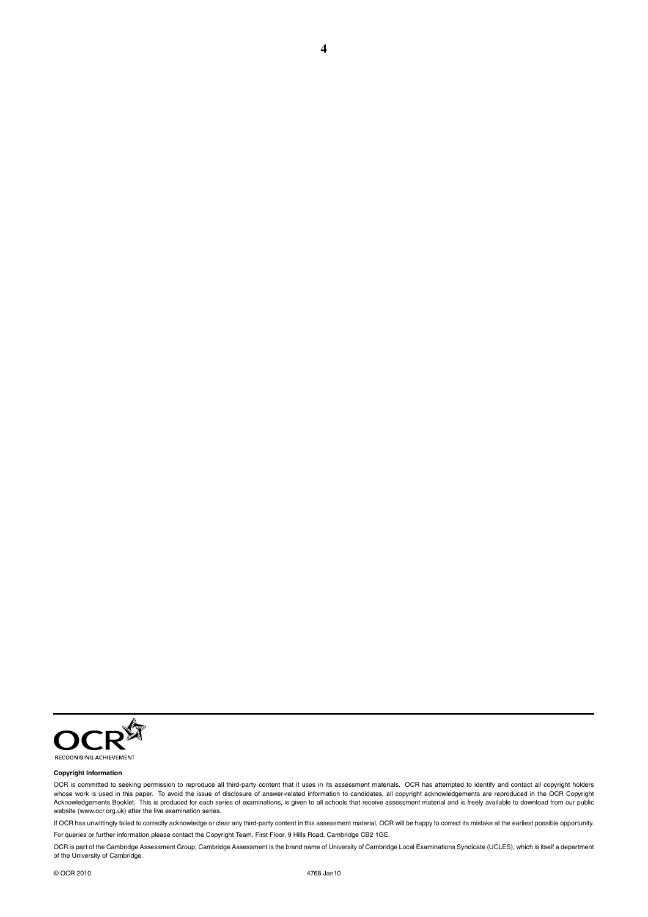RECOGNISING ACHIEVEMENT

**Copyright Information**

OCR is committed to seeking permission to reproduce all third-party content that it uses in its assessment materials. OCR has attempted to identify and contact all copyright holders whose work is used in this paper. To avoid the issue of disclosure of answer-related information to candidates, all copyright acknowledgements are reproduced in the OCR Copyright Acknowledgements Booklet. This is produced for each series of examinations, is given to all schools that receive assessment material and is freely available to download from our public website (www.ocr.org.uk) after the live examination series.

If OCR has unwittingly failed to correctly acknowledge or clear any third-party content in this assessment material, OCR will be happy to correct its mistake at the earliest possible opportunity.

For queries or further information please contact the Copyright Team, First Floor, 9 Hills Road, Cambridge CB2 1GE.

OCR is part of the Cambridge Assessment Group; Cambridge Assessment is the brand name of University of Cambridge Local Examinations Syndicate (UCLES), which is itself a department of the University of Cambridge.

© OCR 2010 4768 Jan10